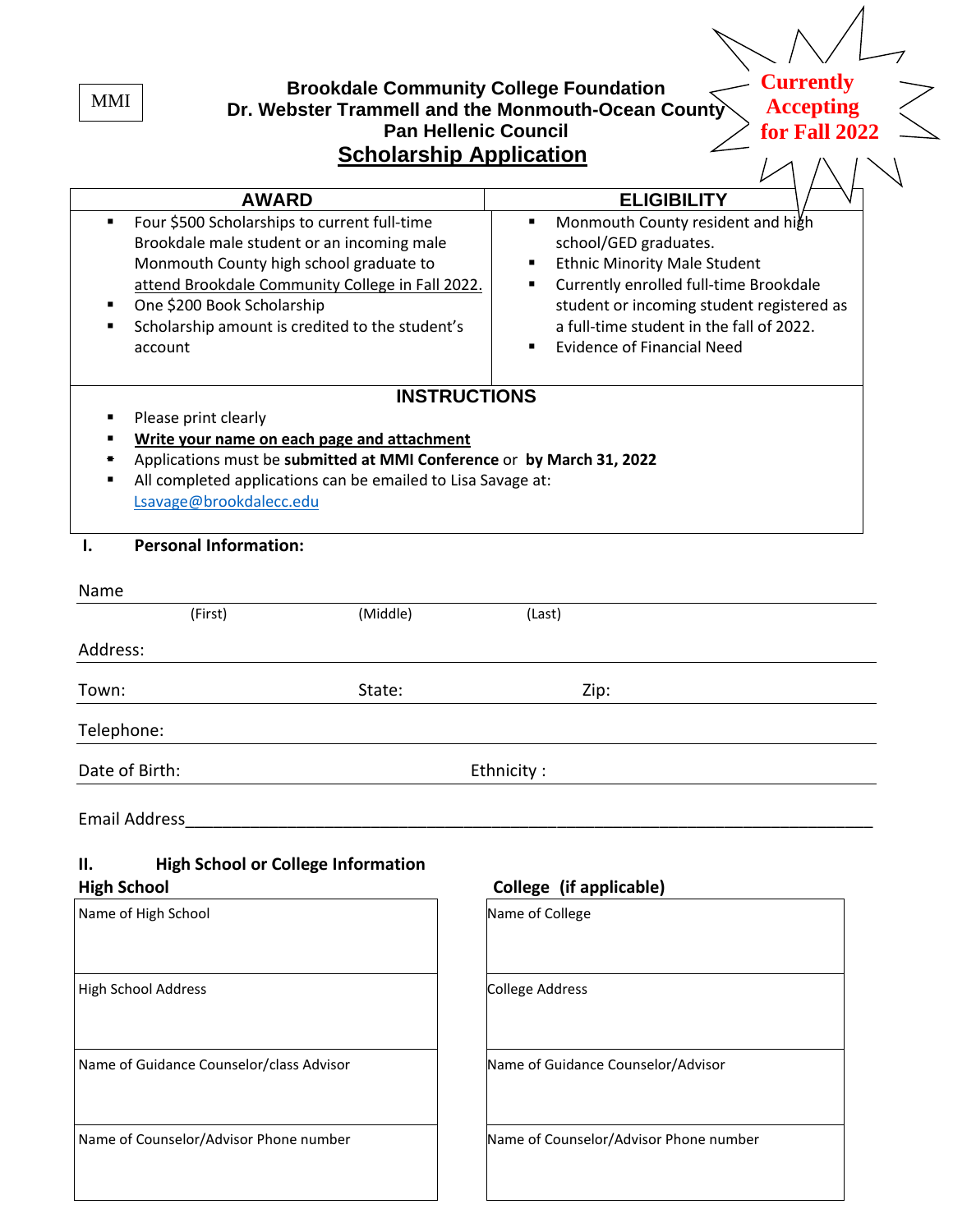MMI

**Brookdale Community College Foundation**
**Dr. Webster Trammell and the Monmouth-Ocean County Pan Hellenic Council**

# Scholarship Application

**Currently Accepting for Fall 2022**

| AWARD | ELIGIBILITY |
| --- | --- |
| ▪ Four $500 Scholarships to current full-time Brookdale male student or an incoming male Monmouth County high school graduate to attend Brookdale Community College in Fall 2022.<br>▪ One $200 Book Scholarship<br>▪ Scholarship amount is credited to the student's account | ▪ Monmouth County resident and high school/GED graduates.<br>▪ Ethnic Minority Male Student<br>▪ Currently enrolled full-time Brookdale student or incoming student registered as a full-time student in the fall of 2022.<br>▪ Evidence of Financial Need |

## INSTRUCTIONS

- Please print clearly
- **Write your name on each page and attachment**
- Applications must be **submitted at MMI Conference** or **by March 31, 2022**
- All completed applications can be emailed to Lisa Savage at: Lsavage@brookdalecc.edu

## I. Personal Information:

Name ________________________________________________
(First) (Middle) (Last)

Address: ________________________________________________

Town: ______________ State: ______________ Zip: ______________

Telephone: ________________________________________________

Date of Birth: ______________ Ethnicity : ______________

Email Address________________________________________________

## II. High School or College Information

| High School | College (if applicable) |
| --- | --- |
| Name of High School | Name of College |
| High School Address | College Address |
| Name of Guidance Counselor/class Advisor | Name of Guidance Counselor/Advisor |
| Name of Counselor/Advisor Phone number | Name of Counselor/Advisor Phone number |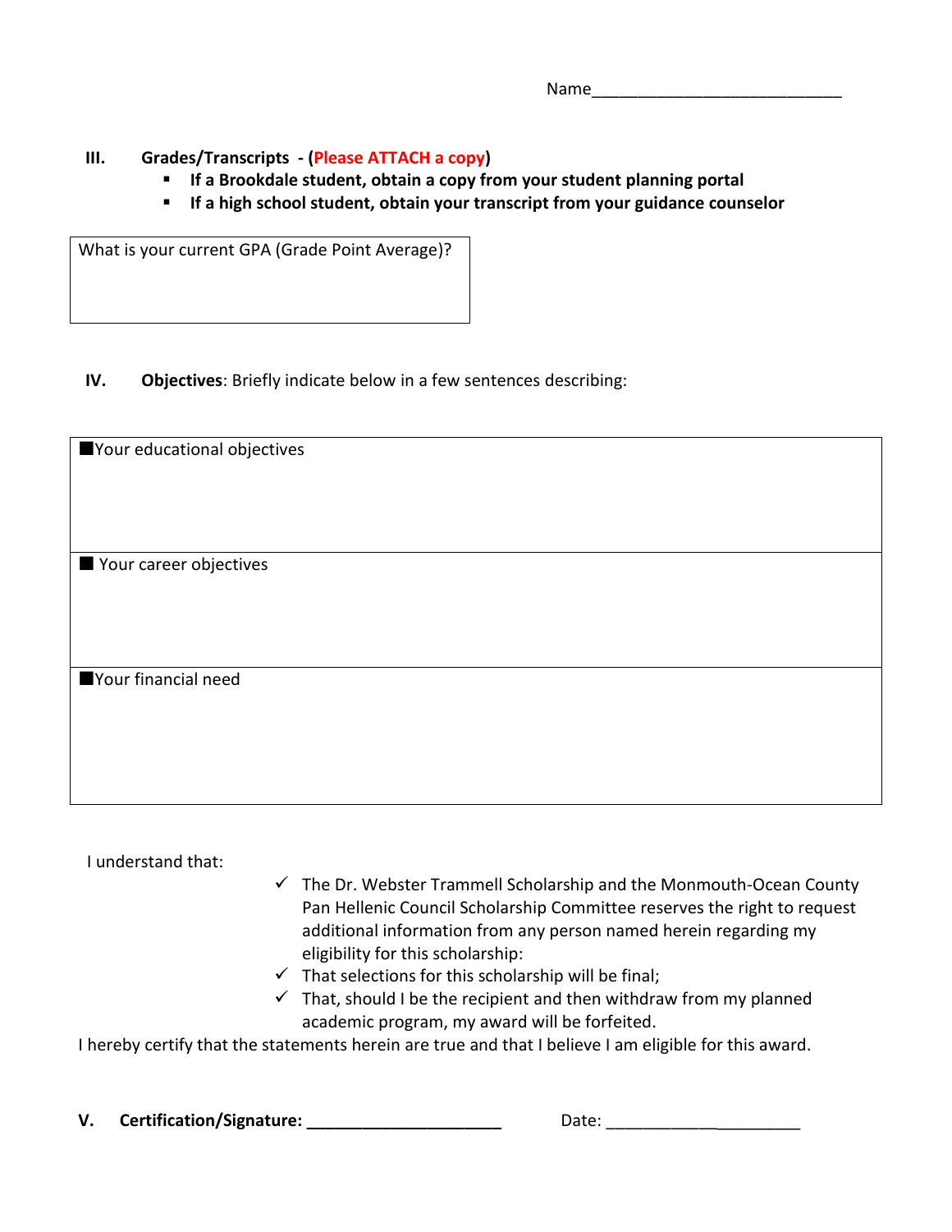Name___________________________

**III. Grades/Transcripts - (Please ATTACH a copy)**

- **If a Brookdale student, obtain a copy from your student planning portal**
- **If a high school student, obtain your transcript from your guidance counselor**

| What is your current GPA (Grade Point Average)? |
|---|
| |

**IV. Objectives**: Briefly indicate below in a few sentences describing:

| ■Your educational objectives |
|---|
| ■ Your career objectives |
| ■Your financial need |

I understand that:

- ✓ The Dr. Webster Trammell Scholarship and the Monmouth-Ocean County Pan Hellenic Council Scholarship Committee reserves the right to request additional information from any person named herein regarding my eligibility for this scholarship:
- ✓ That selections for this scholarship will be final;
- ✓ That, should I be the recipient and then withdraw from my planned academic program, my award will be forfeited.

I hereby certify that the statements herein are true and that I believe I am eligible for this award.

**V. Certification/Signature: ______________________** Date: ______________________